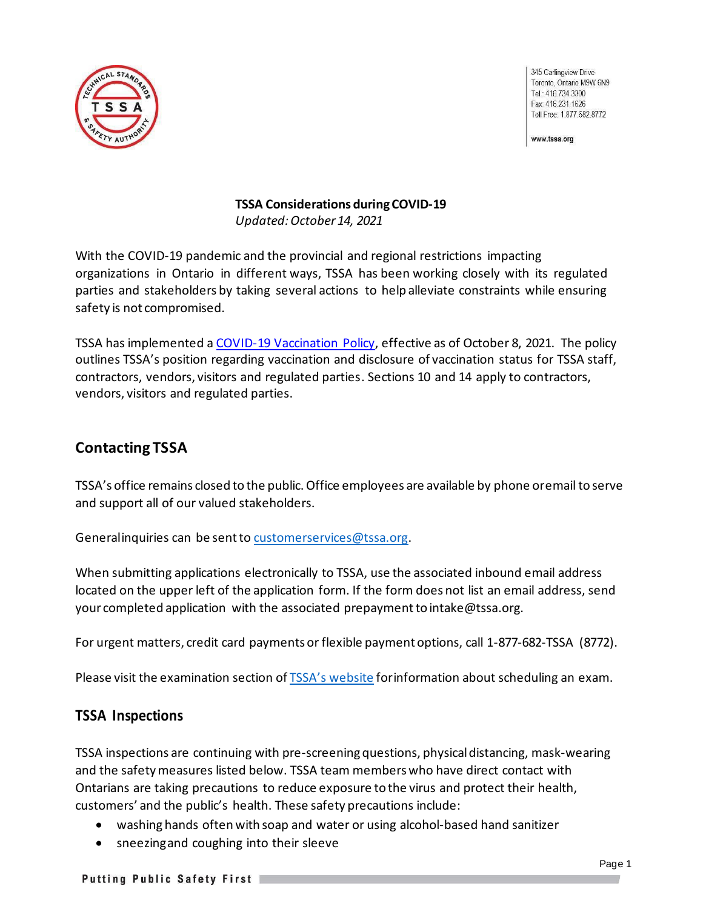345 Carlingview Drive
Toronto, Ontario M9W 6N9
Tel.: 416.734.3300
Fax: 416.231.1626
Toll Free: 1.877.682.8772

www.tssa.org

**TSSA Considerations during COVID-19**
*Updated: October 14, 2021*

With the COVID-19 pandemic and the provincial and regional restrictions impacting organizations in Ontario in different ways, TSSA has been working closely with its regulated parties and stakeholders by taking several actions to help alleviate constraints while ensuring safety is not compromised.

TSSA has implemented a [COVID-19 Vaccination Policy](), effective as of October 8, 2021. The policy outlines TSSA's position regarding vaccination and disclosure of vaccination status for TSSA staff, contractors, vendors, visitors and regulated parties. Sections 10 and 14 apply to contractors, vendors, visitors and regulated parties.

## Contacting TSSA

TSSA's office remains closed to the public. Office employees are available by phone or email to serve and support all of our valued stakeholders.

General inquiries can be sent to customerservices@tssa.org.

When submitting applications electronically to TSSA, use the associated inbound email address located on the upper left of the application form. If the form does not list an email address, send your completed application with the associated prepayment to intake@tssa.org.

For urgent matters, credit card payments or flexible payment options, call 1-877-682-TSSA (8772).

Please visit the examination section of [TSSA's website]() for information about scheduling an exam.

## TSSA Inspections

TSSA inspections are continuing with pre-screening questions, physical distancing, mask-wearing and the safety measures listed below. TSSA team members who have direct contact with Ontarians are taking precautions to reduce exposure to the virus and protect their health, customers' and the public's health. These safety precautions include:

- washing hands often with soap and water or using alcohol-based hand sanitizer
- sneezing and coughing into their sleeve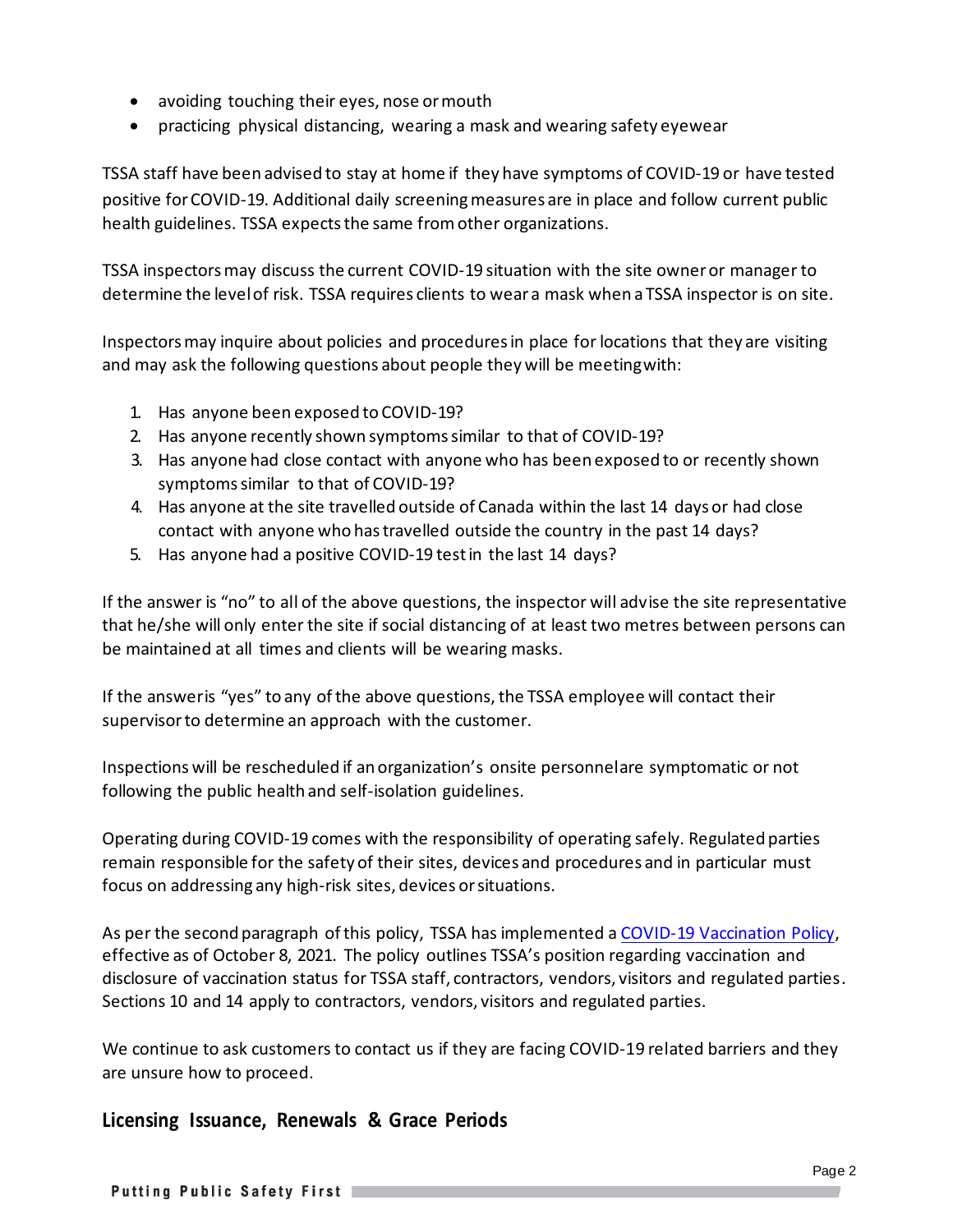- avoiding touching their eyes, nose or mouth
- practicing physical distancing, wearing a mask and wearing safety eyewear

TSSA staff have been advised to stay at home if they have symptoms of COVID-19 or have tested positive for COVID-19. Additional daily screening measures are in place and follow current public health guidelines. TSSA expects the same from other organizations.

TSSA inspectors may discuss the current COVID-19 situation with the site owner or manager to determine the level of risk. TSSA requires clients to wear a mask when a TSSA inspector is on site.

Inspectors may inquire about policies and procedures in place for locations that they are visiting and may ask the following questions about people they will be meeting with:

1. Has anyone been exposed to COVID-19?
2. Has anyone recently shown symptoms similar to that of COVID-19?
3. Has anyone had close contact with anyone who has been exposed to or recently shown symptoms similar to that of COVID-19?
4. Has anyone at the site travelled outside of Canada within the last 14 days or had close contact with anyone who has travelled outside the country in the past 14 days?
5. Has anyone had a positive COVID-19 test in the last 14 days?

If the answer is "no" to all of the above questions, the inspector will advise the site representative that he/she will only enter the site if social distancing of at least two metres between persons can be maintained at all times and clients will be wearing masks.

If the answer is "yes" to any of the above questions, the TSSA employee will contact their supervisor to determine an approach with the customer.

Inspections will be rescheduled if an organization's onsite personnel are symptomatic or not following the public health and self-isolation guidelines.

Operating during COVID-19 comes with the responsibility of operating safely. Regulated parties remain responsible for the safety of their sites, devices and procedures and in particular must focus on addressing any high-risk sites, devices or situations.

As per the second paragraph of this policy, TSSA has implemented a COVID-19 Vaccination Policy, effective as of October 8, 2021. The policy outlines TSSA's position regarding vaccination and disclosure of vaccination status for TSSA staff, contractors, vendors, visitors and regulated parties. Sections 10 and 14 apply to contractors, vendors, visitors and regulated parties.

We continue to ask customers to contact us if they are facing COVID-19 related barriers and they are unsure how to proceed.

## Licensing Issuance, Renewals & Grace Periods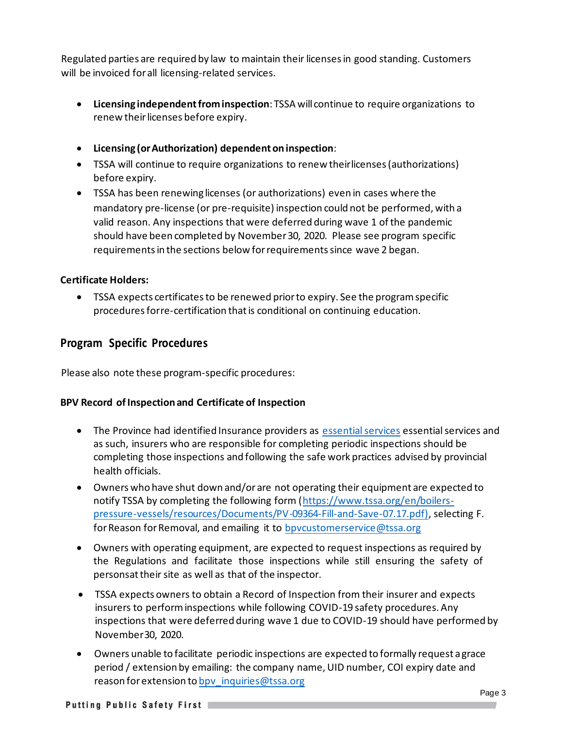Regulated parties are required by law to maintain their licenses in good standing. Customers will be invoiced for all licensing-related services.

- **Licensing independent from inspection**: TSSA will continue to require organizations to renew their licenses before expiry.

- **Licensing (or Authorization) dependent on inspection**:
- TSSA will continue to require organizations to renew their licenses (authorizations) before expiry.
- TSSA has been renewing licenses (or authorizations) even in cases where the mandatory pre-license (or pre-requisite) inspection could not be performed, with a valid reason. Any inspections that were deferred during wave 1 of the pandemic should have been completed by November 30, 2020. Please see program specific requirements in the sections below for requirements since wave 2 began.

**Certificate Holders:**

- TSSA expects certificates to be renewed prior to expiry. See the program specific procedures for re-certification that is conditional on continuing education.

## Program Specific Procedures

Please also note these program-specific procedures:

**BPV Record of Inspection and Certificate of Inspection**

- The Province had identified Insurance providers as essential services essential services and as such, insurers who are responsible for completing periodic inspections should be completing those inspections and following the safe work practices advised by provincial health officials.
- Owners who have shut down and/or are not operating their equipment are expected to notify TSSA by completing the following form (https://www.tssa.org/en/boilers-pressure-vessels/resources/Documents/PV-09364-Fill-and-Save-07.17.pdf), selecting F. for Reason for Removal, and emailing it to bpvcustomerservice@tssa.org
- Owners with operating equipment, are expected to request inspections as required by the Regulations and facilitate those inspections while still ensuring the safety of personsat their site as well as that of the inspector.
- TSSA expects owners to obtain a Record of Inspection from their insurer and expects insurers to perform inspections while following COVID-19 safety procedures. Any inspections that were deferred during wave 1 due to COVID-19 should have performed by November 30, 2020.
- Owners unable to facilitate periodic inspections are expected to formally request a grace period / extension by emailing: the company name, UID number, COI expiry date and reason for extension to bpv_inquiries@tssa.org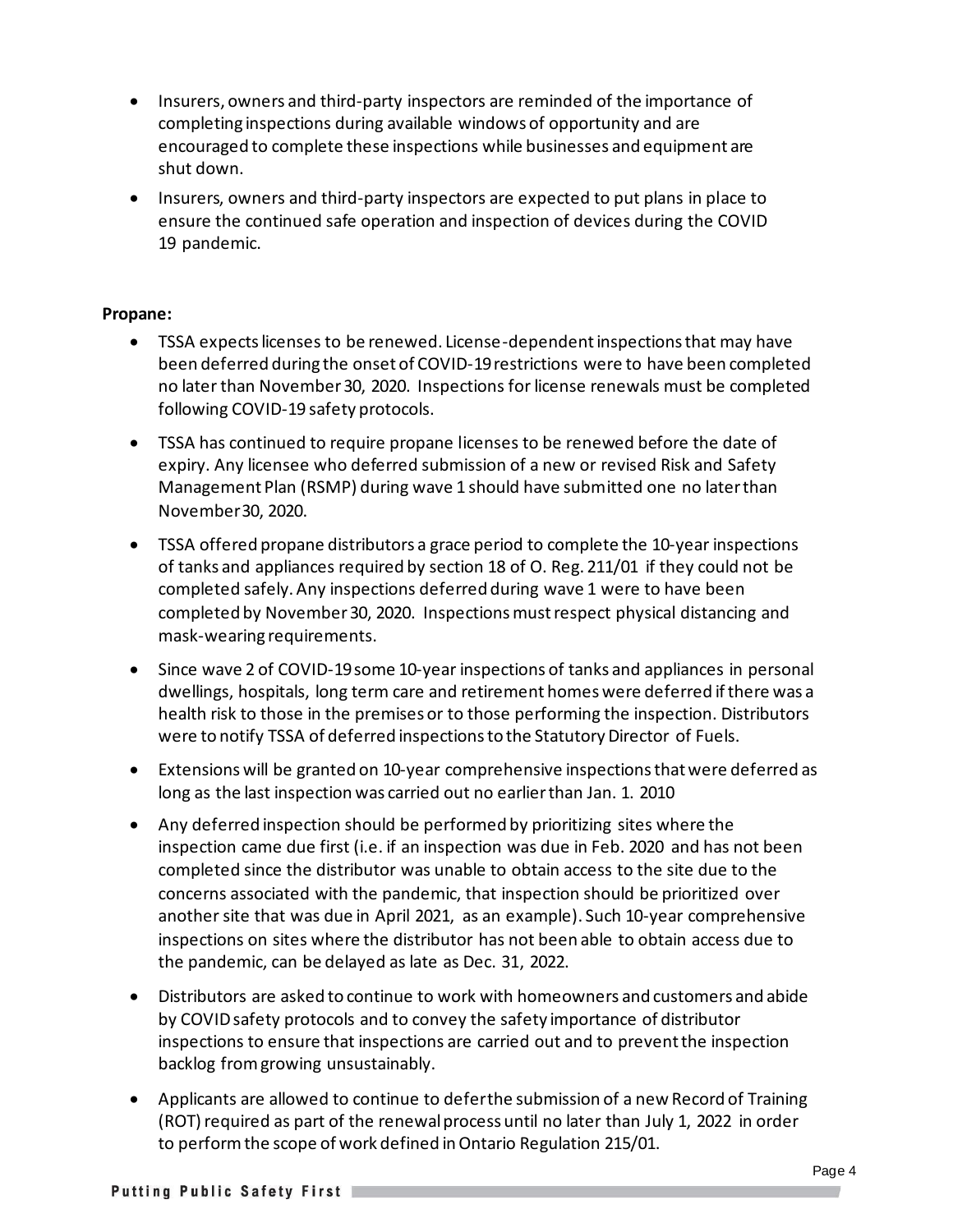- Insurers, owners and third-party inspectors are reminded of the importance of completing inspections during available windows of opportunity and are encouraged to complete these inspections while businesses and equipment are shut down.
- Insurers, owners and third-party inspectors are expected to put plans in place to ensure the continued safe operation and inspection of devices during the COVID 19 pandemic.

**Propane:**

- TSSA expects licenses to be renewed. License-dependent inspections that may have been deferred during the onset of COVID-19 restrictions were to have been completed no later than November 30, 2020. Inspections for license renewals must be completed following COVID-19 safety protocols.
- TSSA has continued to require propane licenses to be renewed before the date of expiry. Any licensee who deferred submission of a new or revised Risk and Safety Management Plan (RSMP) during wave 1 should have submitted one no later than November 30, 2020.
- TSSA offered propane distributors a grace period to complete the 10-year inspections of tanks and appliances required by section 18 of O. Reg. 211/01 if they could not be completed safely. Any inspections deferred during wave 1 were to have been completed by November 30, 2020. Inspections must respect physical distancing and mask-wearing requirements.
- Since wave 2 of COVID-19 some 10-year inspections of tanks and appliances in personal dwellings, hospitals, long term care and retirement homes were deferred if there was a health risk to those in the premises or to those performing the inspection. Distributors were to notify TSSA of deferred inspections to the Statutory Director of Fuels.
- Extensions will be granted on 10-year comprehensive inspections that were deferred as long as the last inspection was carried out no earlier than Jan. 1. 2010
- Any deferred inspection should be performed by prioritizing sites where the inspection came due first (i.e. if an inspection was due in Feb. 2020 and has not been completed since the distributor was unable to obtain access to the site due to the concerns associated with the pandemic, that inspection should be prioritized over another site that was due in April 2021, as an example). Such 10-year comprehensive inspections on sites where the distributor has not been able to obtain access due to the pandemic, can be delayed as late as Dec. 31, 2022.
- Distributors are asked to continue to work with homeowners and customers and abide by COVID safety protocols and to convey the safety importance of distributor inspections to ensure that inspections are carried out and to prevent the inspection backlog from growing unsustainably.
- Applicants are allowed to continue to defer the submission of a new Record of Training (ROT) required as part of the renewal process until no later than July 1, 2022 in order to perform the scope of work defined in Ontario Regulation 215/01.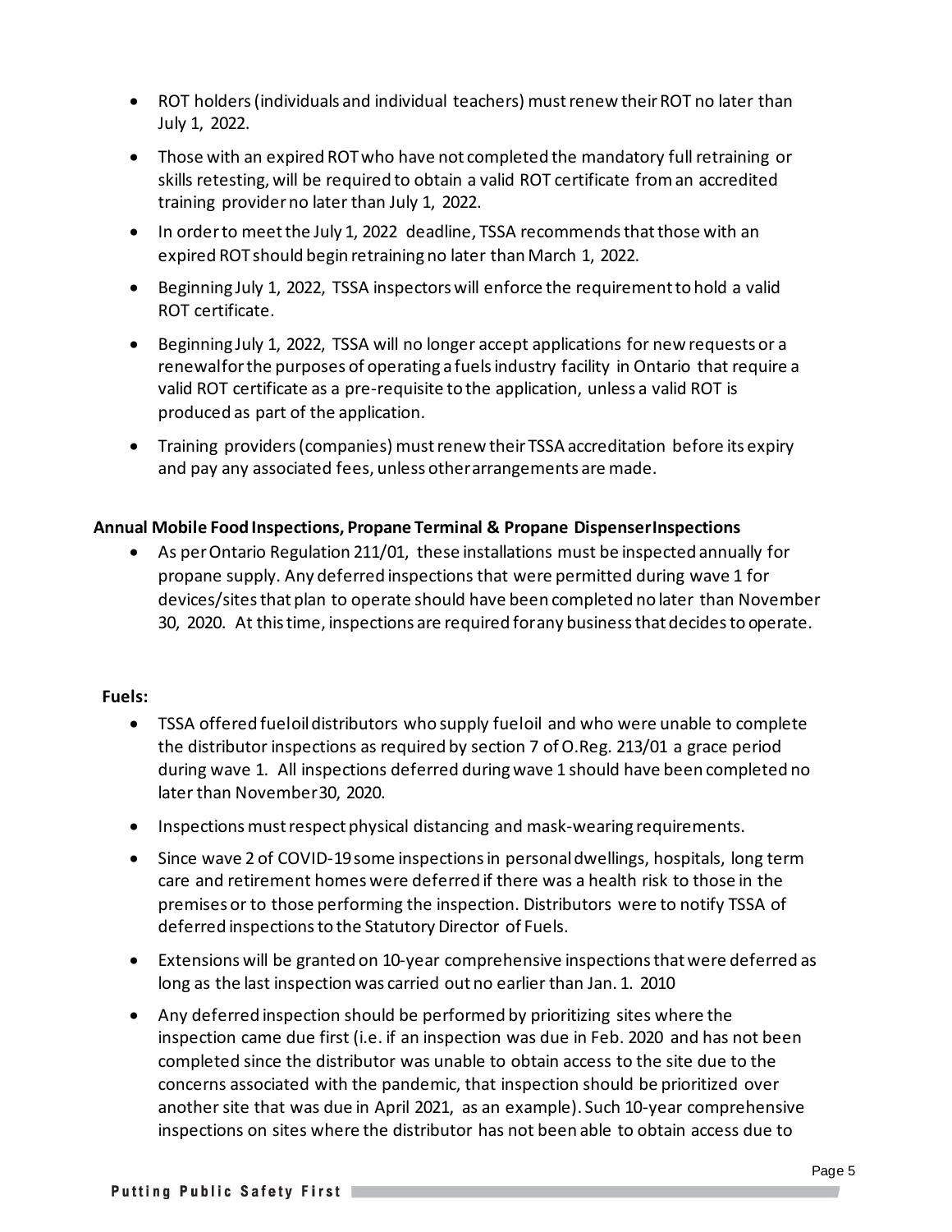- ROT holders (individuals and individual teachers) must renew their ROT no later than July 1, 2022.
- Those with an expired ROT who have not completed the mandatory full retraining or skills retesting, will be required to obtain a valid ROT certificate from an accredited training provider no later than July 1, 2022.
- In order to meet the July 1, 2022 deadline, TSSA recommends that those with an expired ROT should begin retraining no later than March 1, 2022.
- Beginning July 1, 2022, TSSA inspectors will enforce the requirement to hold a valid ROT certificate.
- Beginning July 1, 2022, TSSA will no longer accept applications for new requests or a renewal for the purposes of operating a fuels industry facility in Ontario that require a valid ROT certificate as a pre-requisite to the application, unless a valid ROT is produced as part of the application.
- Training providers (companies) must renew their TSSA accreditation before its expiry and pay any associated fees, unless other arrangements are made.

**Annual Mobile Food Inspections, Propane Terminal & Propane Dispenser Inspections**

- As per Ontario Regulation 211/01, these installations must be inspected annually for propane supply. Any deferred inspections that were permitted during wave 1 for devices/sites that plan to operate should have been completed no later than November 30, 2020. At this time, inspections are required for any business that decides to operate.

**Fuels:**

- TSSA offered fuel oil distributors who supply fuel oil and who were unable to complete the distributor inspections as required by section 7 of O.Reg. 213/01 a grace period during wave 1. All inspections deferred during wave 1 should have been completed no later than November 30, 2020.
- Inspections must respect physical distancing and mask-wearing requirements.
- Since wave 2 of COVID-19 some inspections in personal dwellings, hospitals, long term care and retirement homes were deferred if there was a health risk to those in the premises or to those performing the inspection. Distributors were to notify TSSA of deferred inspections to the Statutory Director of Fuels.
- Extensions will be granted on 10-year comprehensive inspections that were deferred as long as the last inspection was carried out no earlier than Jan. 1. 2010
- Any deferred inspection should be performed by prioritizing sites where the inspection came due first (i.e. if an inspection was due in Feb. 2020 and has not been completed since the distributor was unable to obtain access to the site due to the concerns associated with the pandemic, that inspection should be prioritized over another site that was due in April 2021, as an example). Such 10-year comprehensive inspections on sites where the distributor has not been able to obtain access due to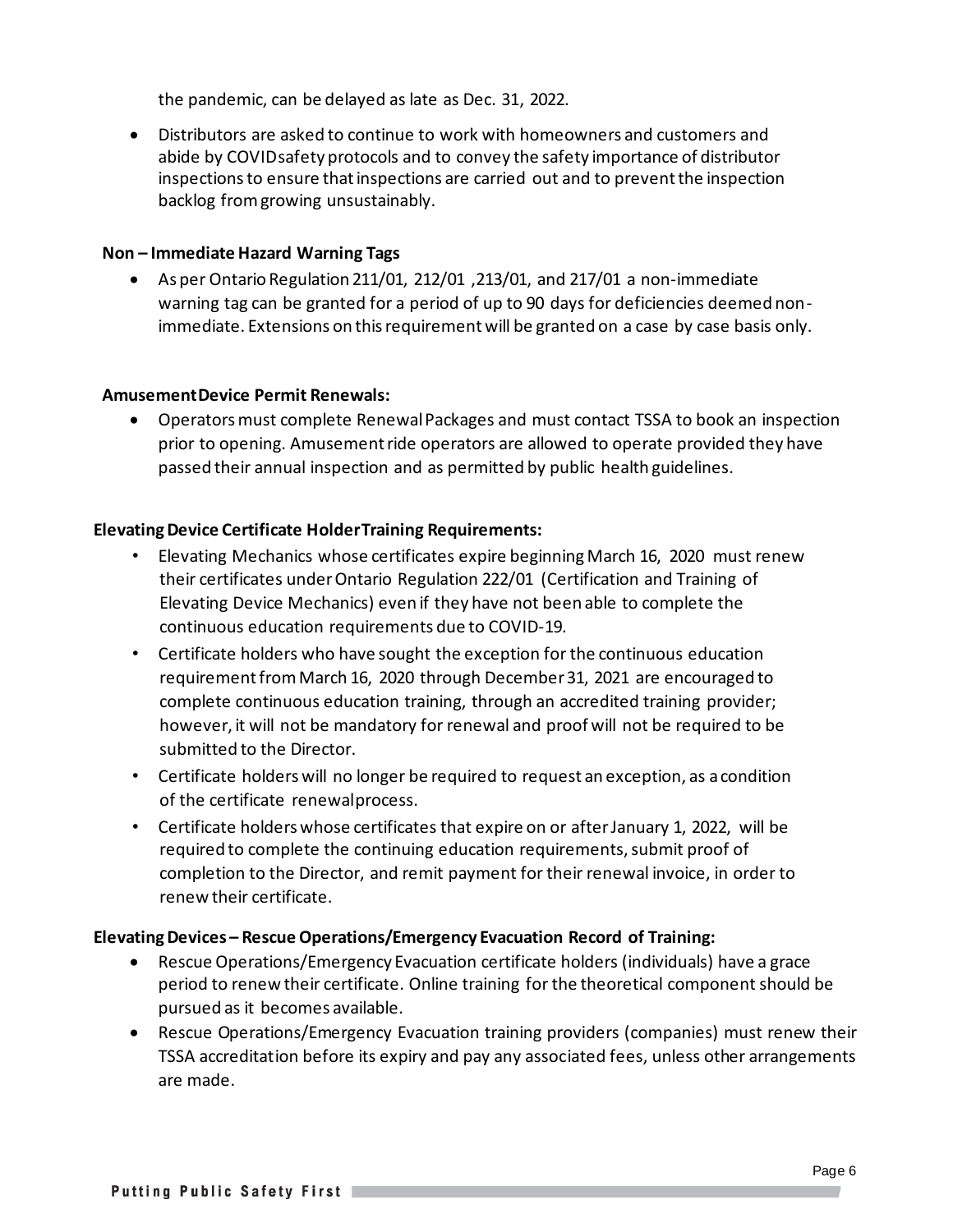the pandemic, can be delayed as late as Dec. 31, 2022.

- Distributors are asked to continue to work with homeowners and customers and abide by COVID safety protocols and to convey the safety importance of distributor inspections to ensure that inspections are carried out and to prevent the inspection backlog from growing unsustainably.

**Non – Immediate Hazard Warning Tags**

- As per Ontario Regulation 211/01, 212/01 ,213/01, and 217/01 a non-immediate warning tag can be granted for a period of up to 90 days for deficiencies deemed non-immediate. Extensions on this requirement will be granted on a case by case basis only.

**Amusement Device Permit Renewals:**

- Operators must complete Renewal Packages and must contact TSSA to book an inspection prior to opening. Amusement ride operators are allowed to operate provided they have passed their annual inspection and as permitted by public health guidelines.

**Elevating Device Certificate Holder Training Requirements:**

- Elevating Mechanics whose certificates expire beginning March 16, 2020 must renew their certificates under Ontario Regulation 222/01 (Certification and Training of Elevating Device Mechanics) even if they have not been able to complete the continuous education requirements due to COVID-19.
- Certificate holders who have sought the exception for the continuous education requirement from March 16, 2020 through December 31, 2021 are encouraged to complete continuous education training, through an accredited training provider; however, it will not be mandatory for renewal and proof will not be required to be submitted to the Director.
- Certificate holders will no longer be required to request an exception, as a condition of the certificate renewal process.
- Certificate holders whose certificates that expire on or after January 1, 2022, will be required to complete the continuing education requirements, submit proof of completion to the Director, and remit payment for their renewal invoice, in order to renew their certificate.

**Elevating Devices – Rescue Operations/Emergency Evacuation Record of Training:**

- Rescue Operations/Emergency Evacuation certificate holders (individuals) have a grace period to renew their certificate. Online training for the theoretical component should be pursued as it becomes available.
- Rescue Operations/Emergency Evacuation training providers (companies) must renew their TSSA accreditation before its expiry and pay any associated fees, unless other arrangements are made.